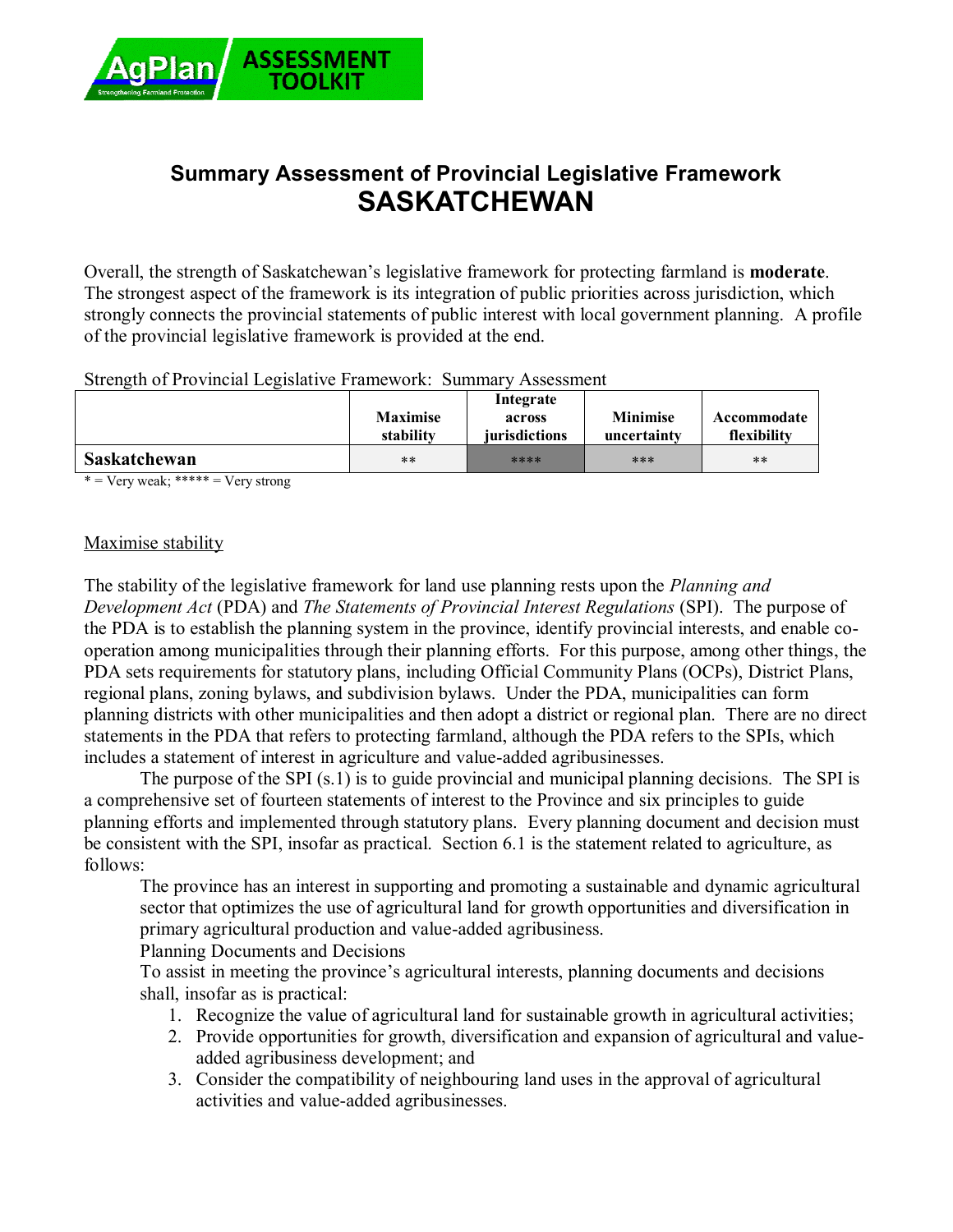## Summary Assessment of Provincial Legislative Framework

# SASKATCHEWAN

Overall, the strength of Saskatchewan's legislative framework for protecting farmland is **moderate**. The strongest aspect of the framework is its integration of public priorities across jurisdiction, which strongly connects the provincial statements of public interest with local government planning. A profile of the provincial legislative framework is provided at the end.

Strength of Provincial Legislative Framework: Summary Assessment

| | Maximise stability | Integrate across jurisdictions | Minimise uncertainty | Accommodate flexibility |
|---|---|---|---|---|
| **Saskatchewan** | ** | **** | *** | ** |

* = Very weak; ***** = Very strong

Maximise stability

The stability of the legislative framework for land use planning rests upon the *Planning and Development Act* (PDA) and *The Statements of Provincial Interest Regulations* (SPI). The purpose of the PDA is to establish the planning system in the province, identify provincial interests, and enable co-operation among municipalities through their planning efforts. For this purpose, among other things, the PDA sets requirements for statutory plans, including Official Community Plans (OCPs), District Plans, regional plans, zoning bylaws, and subdivision bylaws. Under the PDA, municipalities can form planning districts with other municipalities and then adopt a district or regional plan. There are no direct statements in the PDA that refers to protecting farmland, although the PDA refers to the SPIs, which includes a statement of interest in agriculture and value-added agribusinesses.

The purpose of the SPI (s.1) is to guide provincial and municipal planning decisions. The SPI is a comprehensive set of fourteen statements of interest to the Province and six principles to guide planning efforts and implemented through statutory plans. Every planning document and decision must be consistent with the SPI, insofar as practical. Section 6.1 is the statement related to agriculture, as follows:

> The province has an interest in supporting and promoting a sustainable and dynamic agricultural sector that optimizes the use of agricultural land for growth opportunities and diversification in primary agricultural production and value-added agribusiness.
>
> Planning Documents and Decisions
>
> To assist in meeting the province's agricultural interests, planning documents and decisions shall, insofar as is practical:
>
> 1. Recognize the value of agricultural land for sustainable growth in agricultural activities;
> 2. Provide opportunities for growth, diversification and expansion of agricultural and value-added agribusiness development; and
> 3. Consider the compatibility of neighbouring land uses in the approval of agricultural activities and value-added agribusinesses.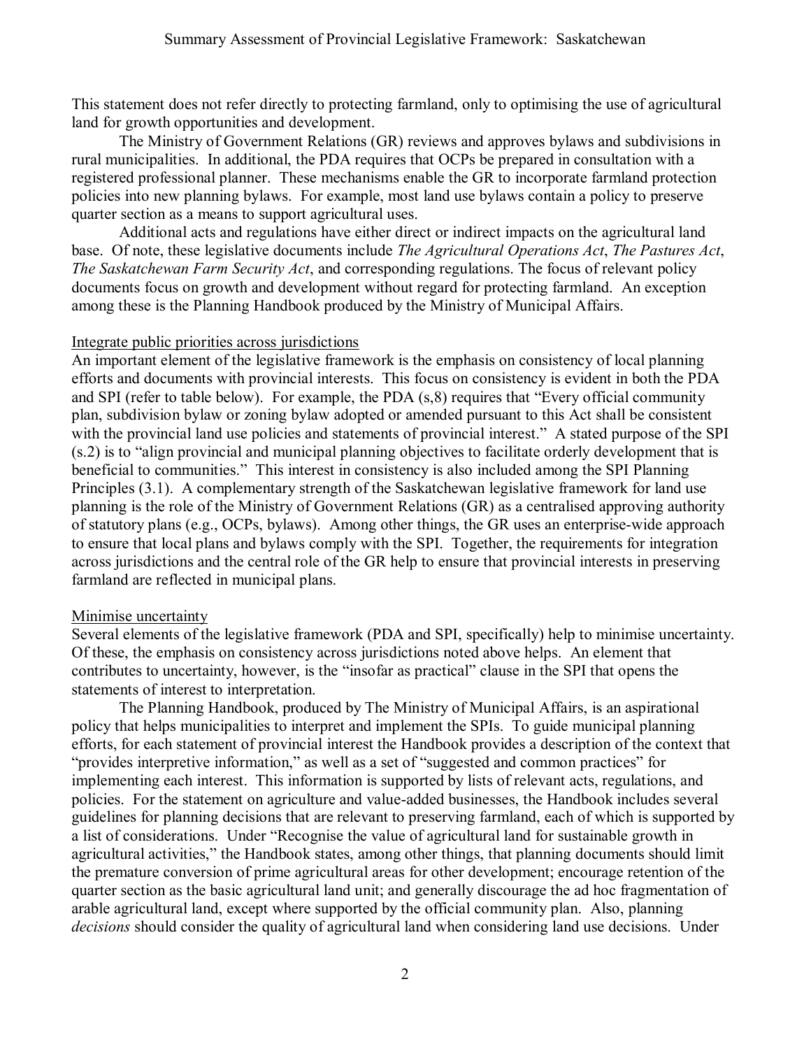This statement does not refer directly to protecting farmland, only to optimising the use of agricultural land for growth opportunities and development.

The Ministry of Government Relations (GR) reviews and approves bylaws and subdivisions in rural municipalities. In additional, the PDA requires that OCPs be prepared in consultation with a registered professional planner. These mechanisms enable the GR to incorporate farmland protection policies into new planning bylaws. For example, most land use bylaws contain a policy to preserve quarter section as a means to support agricultural uses.

Additional acts and regulations have either direct or indirect impacts on the agricultural land base. Of note, these legislative documents include *The Agricultural Operations Act*, *The Pastures Act*, *The Saskatchewan Farm Security Act*, and corresponding regulations. The focus of relevant policy documents focus on growth and development without regard for protecting farmland. An exception among these is the Planning Handbook produced by the Ministry of Municipal Affairs.

Integrate public priorities across jurisdictions

An important element of the legislative framework is the emphasis on consistency of local planning efforts and documents with provincial interests. This focus on consistency is evident in both the PDA and SPI (refer to table below). For example, the PDA (s,8) requires that "Every official community plan, subdivision bylaw or zoning bylaw adopted or amended pursuant to this Act shall be consistent with the provincial land use policies and statements of provincial interest." A stated purpose of the SPI (s.2) is to "align provincial and municipal planning objectives to facilitate orderly development that is beneficial to communities." This interest in consistency is also included among the SPI Planning Principles (3.1). A complementary strength of the Saskatchewan legislative framework for land use planning is the role of the Ministry of Government Relations (GR) as a centralised approving authority of statutory plans (e.g., OCPs, bylaws). Among other things, the GR uses an enterprise-wide approach to ensure that local plans and bylaws comply with the SPI. Together, the requirements for integration across jurisdictions and the central role of the GR help to ensure that provincial interests in preserving farmland are reflected in municipal plans.

Minimise uncertainty

Several elements of the legislative framework (PDA and SPI, specifically) help to minimise uncertainty. Of these, the emphasis on consistency across jurisdictions noted above helps. An element that contributes to uncertainty, however, is the "insofar as practical" clause in the SPI that opens the statements of interest to interpretation.

The Planning Handbook, produced by The Ministry of Municipal Affairs, is an aspirational policy that helps municipalities to interpret and implement the SPIs. To guide municipal planning efforts, for each statement of provincial interest the Handbook provides a description of the context that "provides interpretive information," as well as a set of "suggested and common practices" for implementing each interest. This information is supported by lists of relevant acts, regulations, and policies. For the statement on agriculture and value-added businesses, the Handbook includes several guidelines for planning decisions that are relevant to preserving farmland, each of which is supported by a list of considerations. Under "Recognise the value of agricultural land for sustainable growth in agricultural activities," the Handbook states, among other things, that planning documents should limit the premature conversion of prime agricultural areas for other development; encourage retention of the quarter section as the basic agricultural land unit; and generally discourage the ad hoc fragmentation of arable agricultural land, except where supported by the official community plan. Also, planning *decisions* should consider the quality of agricultural land when considering land use decisions. Under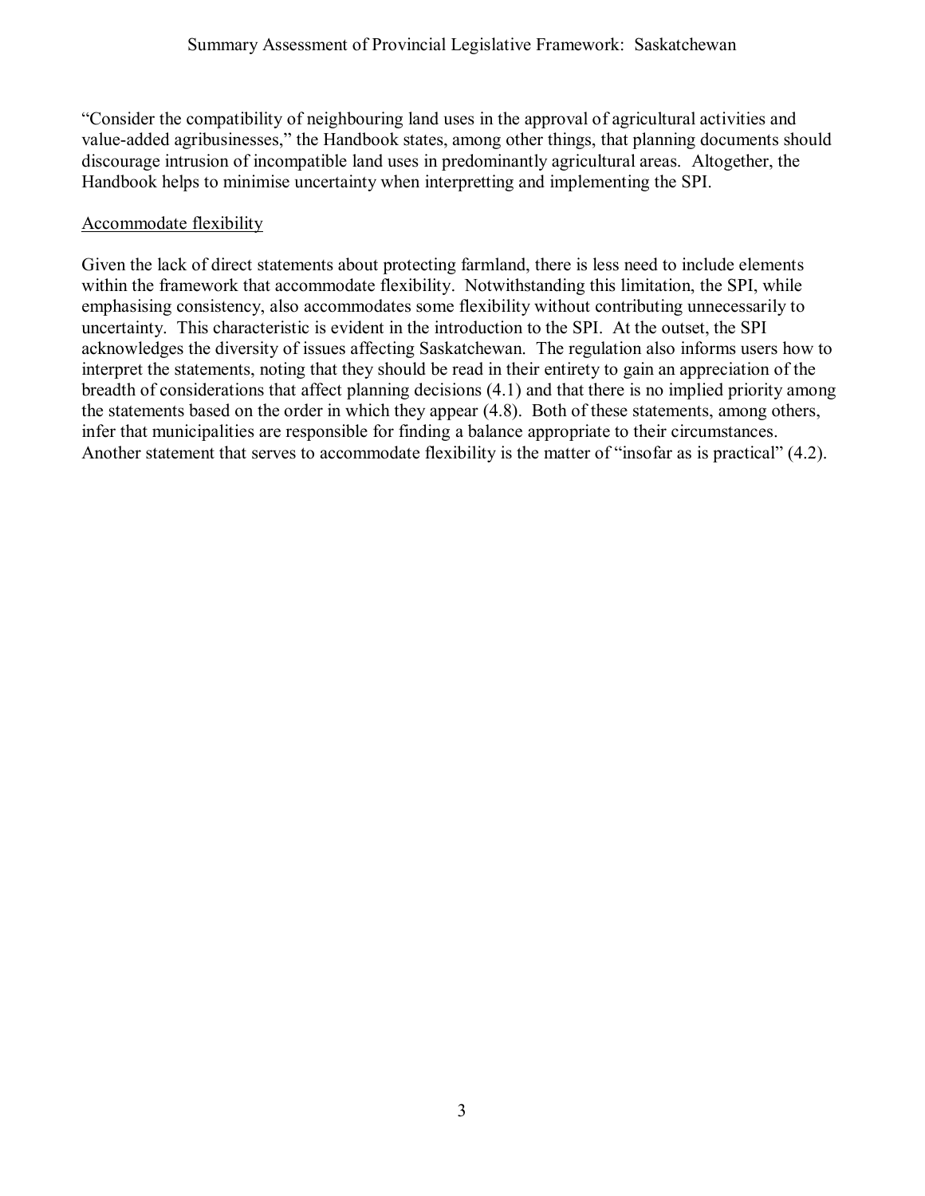"Consider the compatibility of neighbouring land uses in the approval of agricultural activities and value-added agribusinesses," the Handbook states, among other things, that planning documents should discourage intrusion of incompatible land uses in predominantly agricultural areas. Altogether, the Handbook helps to minimise uncertainty when interpretting and implementing the SPI.

<u>Accommodate flexibility</u>

Given the lack of direct statements about protecting farmland, there is less need to include elements within the framework that accommodate flexibility. Notwithstanding this limitation, the SPI, while emphasising consistency, also accommodates some flexibility without contributing unnecessarily to uncertainty. This characteristic is evident in the introduction to the SPI. At the outset, the SPI acknowledges the diversity of issues affecting Saskatchewan. The regulation also informs users how to interpret the statements, noting that they should be read in their entirety to gain an appreciation of the breadth of considerations that affect planning decisions (4.1) and that there is no implied priority among the statements based on the order in which they appear (4.8). Both of these statements, among others, infer that municipalities are responsible for finding a balance appropriate to their circumstances. Another statement that serves to accommodate flexibility is the matter of "insofar as is practical" (4.2).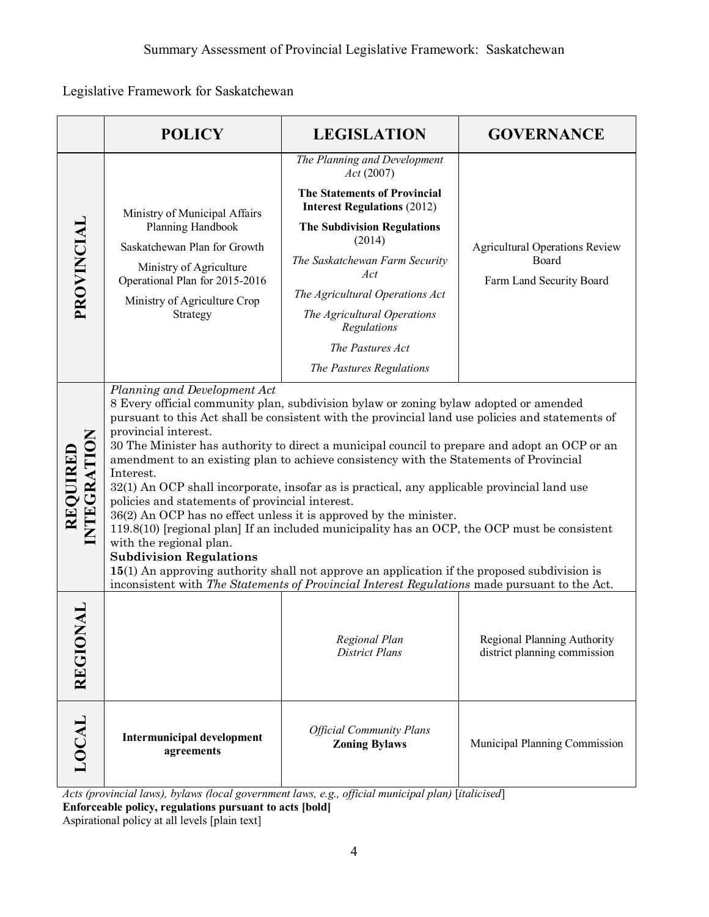Legislative Framework for Saskatchewan

| | POLICY | LEGISLATION | GOVERNANCE |
|---|---|---|---|
| **PROVINCIAL** | Ministry of Municipal Affairs Planning Handbook<br>Saskatchewan Plan for Growth<br>Ministry of Agriculture Operational Plan for 2015-2016<br>Ministry of Agriculture Crop Strategy | *The Planning and Development Act* (2007)<br>**The Statements of Provincial Interest Regulations** (2012)<br>**The Subdivision Regulations** (2014)<br>*The Saskatchewan Farm Security Act*<br>*The Agricultural Operations Act*<br>*The Agricultural Operations Regulations*<br>*The Pastures Act*<br>*The Pastures Regulations* | Agricultural Operations Review Board<br>Farm Land Security Board |
| **REQUIRED INTEGRATION** | *Planning and Development Act*<br>8 Every official community plan, subdivision bylaw or zoning bylaw adopted or amended pursuant to this Act shall be consistent with the provincial land use policies and statements of provincial interest.<br>30 The Minister has authority to direct a municipal council to prepare and adopt an OCP or an amendment to an existing plan to achieve consistency with the Statements of Provincial Interest.<br>32(1) An OCP shall incorporate, insofar as is practical, any applicable provincial land use policies and statements of provincial interest.<br>36(2) An OCP has no effect unless it is approved by the minister.<br>119.8(10) [regional plan] If an included municipality has an OCP, the OCP must be consistent with the regional plan.<br>**Subdivision Regulations**<br>**15**(1) An approving authority shall not approve an application if the proposed subdivision is inconsistent with *The Statements of Provincial Interest Regulations* made pursuant to the Act. | | |
| **REGIONAL** | | *Regional Plan*<br>*District Plans* | Regional Planning Authority<br>district planning commission |
| **LOCAL** | **Intermunicipal development agreements** | *Official Community Plans*<br>**Zoning Bylaws** | Municipal Planning Commission |

*Acts (provincial laws), bylaws (local government laws, e.g., official municipal plan)* [*italicised*]

**Enforceable policy, regulations pursuant to acts [bold]**

Aspirational policy at all levels [plain text]